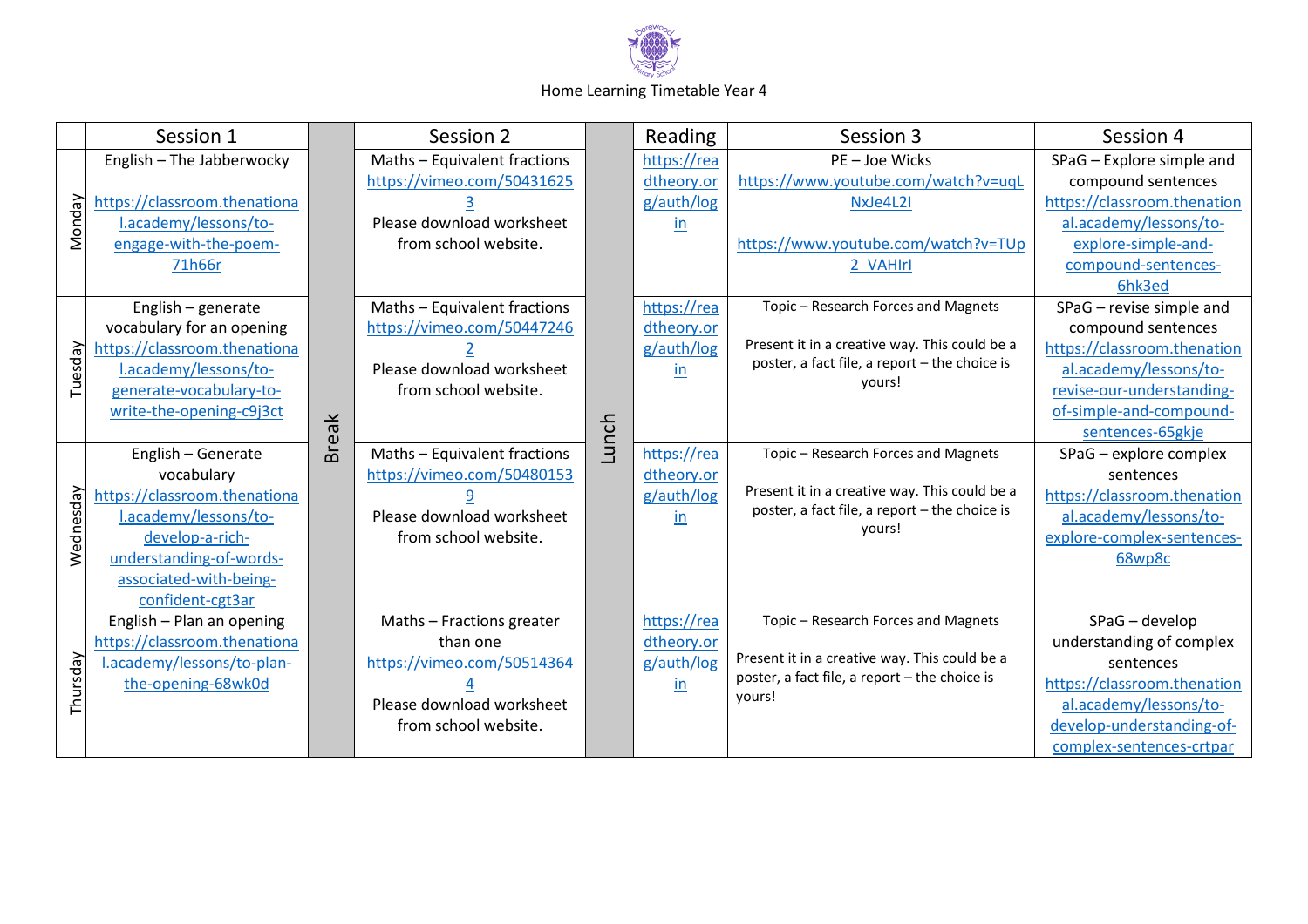Home Learning Timetable Year 4

| | Session 1 | | Session 2 | | Reading | Session 3 | Session 4 |
|---|---|---|---|---|---|---|---|
| Monday | English – The Jabberwocky https://classroom.thenational.academy/lessons/to-engage-with-the-poem-71h66r | Break | Maths – Equivalent fractions https://vimeo.com/504316253 Please download worksheet from school website. | Lunch | https://readtheory.org/auth/login | PE – Joe Wicks https://www.youtube.com/watch?v=uqLNxJe4L2I https://www.youtube.com/watch?v=TUp2_VAHIrI | SPaG – Explore simple and compound sentences https://classroom.thenational.academy/lessons/to-explore-simple-and-compound-sentences-6hk3ed |
| Tuesday | English – generate vocabulary for an opening https://classroom.thenational.academy/lessons/to-generate-vocabulary-to-write-the-opening-c9j3ct | Break | Maths – Equivalent fractions https://vimeo.com/504472462 Please download worksheet from school website. | Lunch | https://readtheory.org/auth/login | Topic – Research Forces and Magnets Present it in a creative way. This could be a poster, a fact file, a report – the choice is yours! | SPaG – revise simple and compound sentences https://classroom.thenational.academy/lessons/to-revise-our-understanding-of-simple-and-compound-sentences-65gkje |
| Wednesday | English – Generate vocabulary https://classroom.thenational.academy/lessons/to-develop-a-rich-understanding-of-words-associated-with-being-confident-cgt3ar | Break | Maths – Equivalent fractions https://vimeo.com/504801539 Please download worksheet from school website. | Lunch | https://readtheory.org/auth/login | Topic – Research Forces and Magnets Present it in a creative way. This could be a poster, a fact file, a report – the choice is yours! | SPaG – explore complex sentences https://classroom.thenational.academy/lessons/to-explore-complex-sentences-68wp8c |
| Thursday | English – Plan an opening https://classroom.thenational.academy/lessons/to-plan-the-opening-68wk0d | Break | Maths – Fractions greater than one https://vimeo.com/505143644 Please download worksheet from school website. | Lunch | https://readtheory.org/auth/login | Topic – Research Forces and Magnets Present it in a creative way. This could be a poster, a fact file, a report – the choice is yours! | SPaG – develop understanding of complex sentences https://classroom.thenational.academy/lessons/to-develop-understanding-of-complex-sentences-crtpar |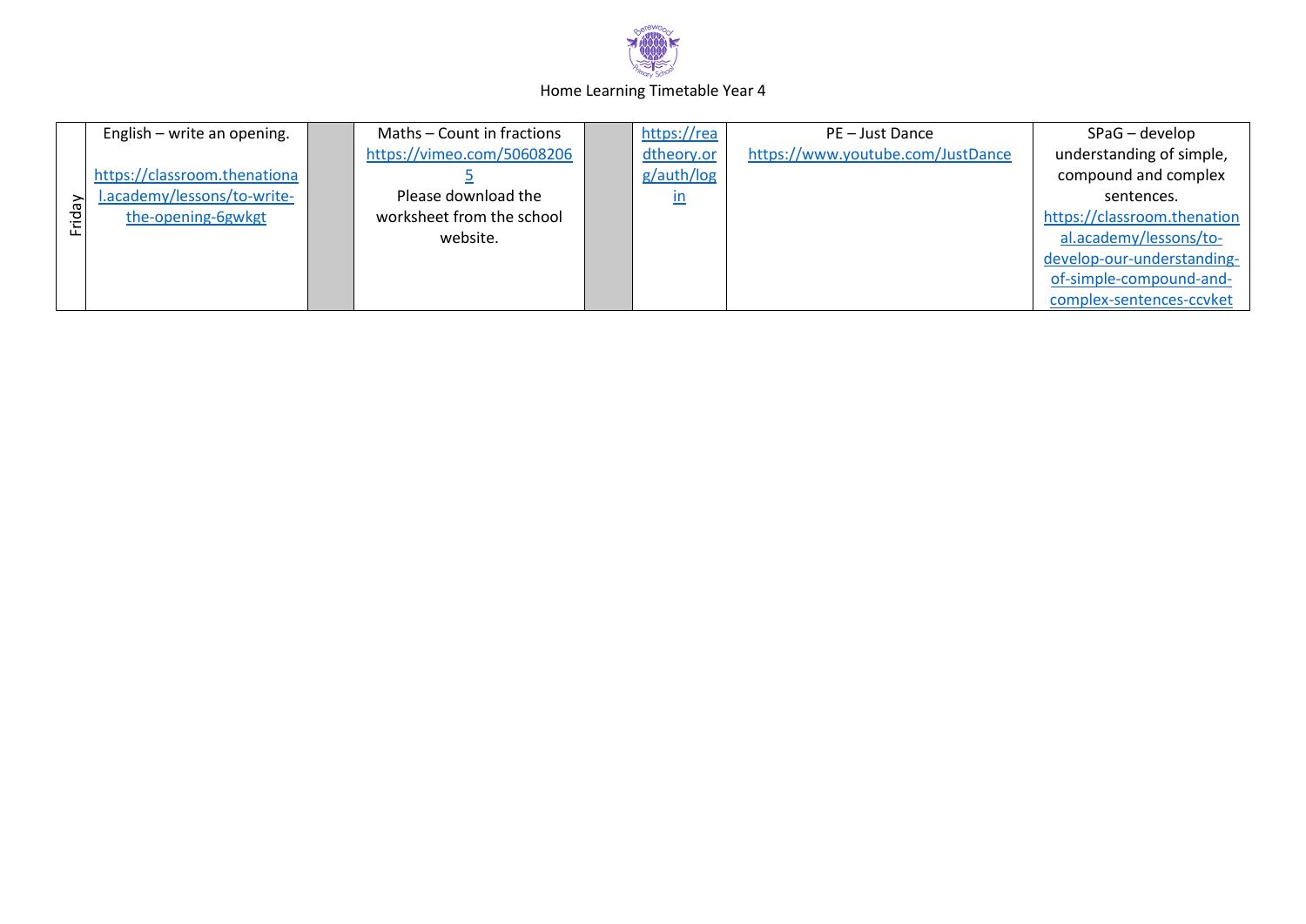Home Learning Timetable Year 4

| | | | | | | | |
|---|---|---|---|---|---|---|---|
| Friday | English – write an opening.<br><br>https://classroom.thenational.academy/lessons/to-write-the-opening-6gwkgt | | Maths – Count in fractions<br>https://vimeo.com/506082065<br>Please download the worksheet from the school website. | | https://readtheory.org/auth/login | PE – Just Dance<br>https://www.youtube.com/JustDance | SPaG – develop understanding of simple, compound and complex sentences.<br>https://classroom.thenational.academy/lessons/to-develop-our-understanding-of-simple-compound-and-complex-sentences-ccvket |